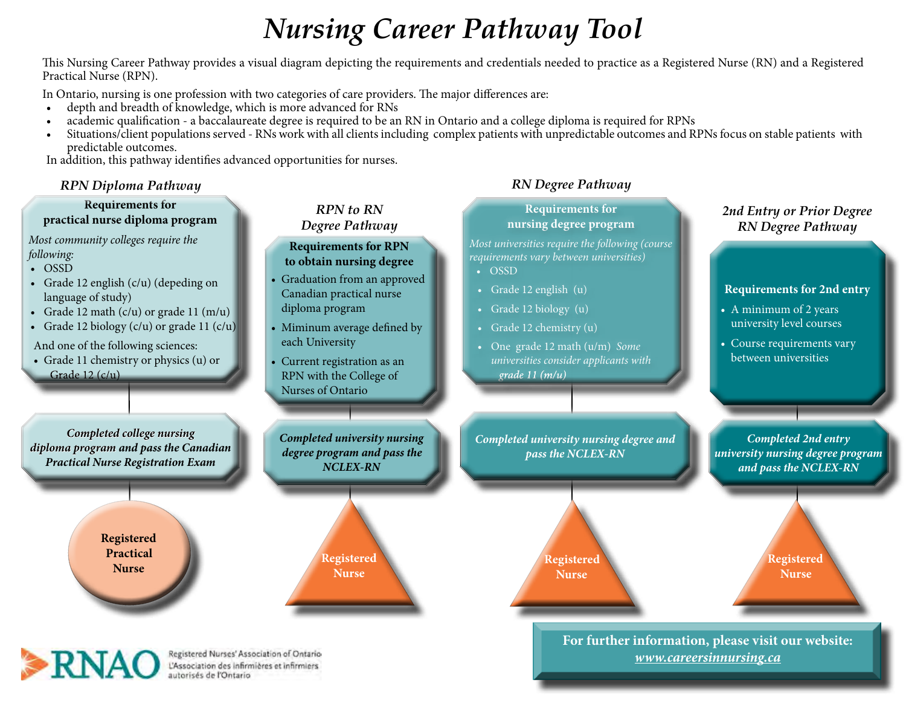# *Nursing Career Pathway Tool*

This Nursing Career Pathway provides a visual diagram depicting the requirements and credentials needed to practice as a Registered Nurse (RN) and a Registered Practical Nurse (RPN).

In Ontario, nursing is one profession with two categories of care providers. The major differences are:

- depth and breadth of knowledge, which is more advanced for RNs
- academic qualification - a baccalaureate degree is required to be an RN in Ontario and a college diploma is required for RPNs
- Situations/client populations served - RNs work with all clients including complex patients with unpredictable outcomes and RPNs focus on stable patients with predictable outcomes.

In addition, this pathway identifies advanced opportunities for nurses.

## *RPN Diploma Pathway*

**Requirements for practical nurse diploma program**

*Most community colleges require the following:*

- OSSD
- Grade 12 english (c/u) (depeding on language of study)
- Grade 12 math (c/u) or grade 11 (m/u)
- Grade 12 biology (c/u) or grade 11 (c/u)

And one of the following sciences:

- Grade 11 chemistry or physics (u) or Grade 12 (c/u)

***Completed college nursing diploma program and pass the Canadian Practical Nurse Registration Exam***

**Registered Practical Nurse**

## *RPN to RN Degree Pathway*

**Requirements for RPN to obtain nursing degree**

- Graduation from an approved Canadian practical nurse diploma program
- Miminum average defined by each University
- Current registration as an RPN with the College of Nurses of Ontario

***Completed university nursing degree program and pass the NCLEX-RN***

**Registered Nurse**

## *RN Degree Pathway*

**Requirements for nursing degree program**

*Most universities require the following (course requirements vary between universities)*

- OSSD
- Grade 12 english (u)
- Grade 12 biology (u)
- Grade 12 chemistry (u)
- One grade 12 math (u/m) *Some universities consider applicants with grade 11 (m/u)*

***Completed university nursing degree and pass the NCLEX-RN***

**Registered Nurse**

## *2nd Entry or Prior Degree RN Degree Pathway*

**Requirements for 2nd entry**

- A minimum of 2 years university level courses
- Course requirements vary between universities

***Completed 2nd entry university nursing degree program and pass the NCLEX-RN***

**Registered Nurse**

**For further information, please visit our website: *www.careersinnursing.ca***

RNAO
Registered Nurses' Association of Ontario
L'Association des infirmières et infirmiers autorisés de l'Ontario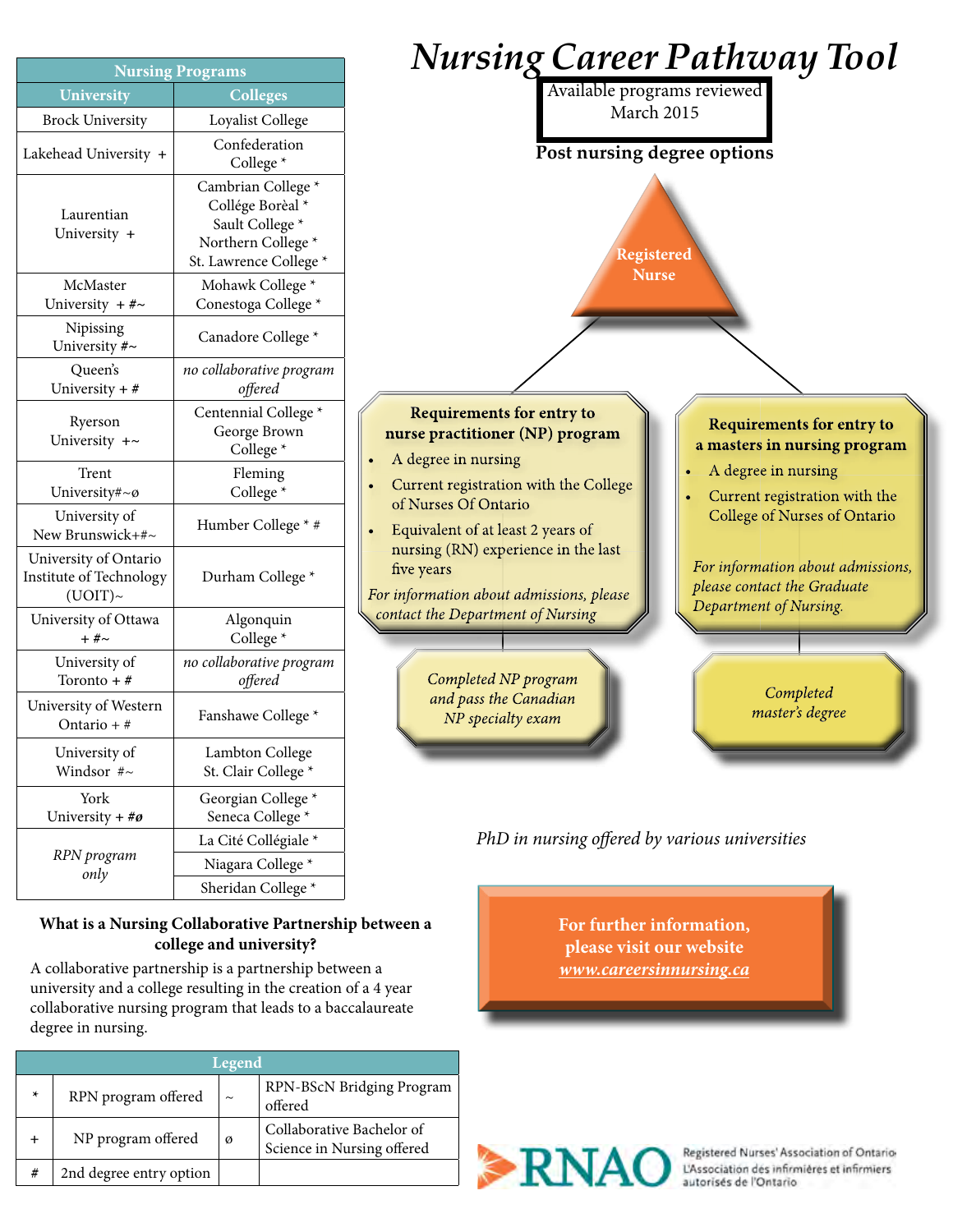# Nursing Career Pathway Tool

Available programs reviewed March 2015

| Nursing Programs | |
|---|---|
| **University** | **Colleges** |
| Brock University | Loyalist College |
| Lakehead University + | Confederation College * |
| Laurentian University + | Cambrian College * Collége Borèal * Sault College * Northern College * St. Lawrence College * |
| McMaster University + #~ | Mohawk College * Conestoga College * |
| Nipissing University #~ | Canadore College * |
| Queen's University + # | *no collaborative program offered* |
| Ryerson University +~ | Centennial College * George Brown College * |
| Trent University#~ø | Fleming College * |
| University of New Brunswick+#~ | Humber College * # |
| University of Ontario Institute of Technology (UOIT)~ | Durham College * |
| University of Ottawa + #~ | Algonquin College * |
| University of Toronto + # | *no collaborative program offered* |
| University of Western Ontario + # | Fanshawe College * |
| University of Windsor #~ | Lambton College St. Clair College * |
| York University + #ø | Georgian College * Seneca College * |
| *RPN program only* | La Cité Collégiale * |
| | Niagara College * |
| | Sheridan College * |

**What is a Nursing Collaborative Partnership between a college and university?**

A collaborative partnership is a partnership between a university and a college resulting in the creation of a 4 year collaborative nursing program that leads to a baccalaureate degree in nursing.

| Legend | | | |
|---|---|---|---|
| * | RPN program offered | ~ | RPN-BScN Bridging Program offered |
| + | NP program offered | ø | Collaborative Bachelor of Science in Nursing offered |
| # | 2nd degree entry option | | |

## Post nursing degree options

Registered Nurse

**Requirements for entry to nurse practitioner (NP) program**

- A degree in nursing
- Current registration with the College of Nurses Of Ontario
- Equivalent of at least 2 years of nursing (RN) experience in the last five years

*For information about admissions, please contact the Department of Nursing*

*Completed NP program and pass the Canadian NP specialty exam*

**Requirements for entry to a masters in nursing program**

- A degree in nursing
- Current registration with the College of Nurses of Ontario

*For information about admissions, please contact the Graduate Department of Nursing.*

*Completed master's degree*

*PhD in nursing offered by various universities*

**For further information, please visit our website www.careersinnursing.ca**

RNAO Registered Nurses' Association of Ontario
L'Association des infirmières et infirmiers autorisés de l'Ontario